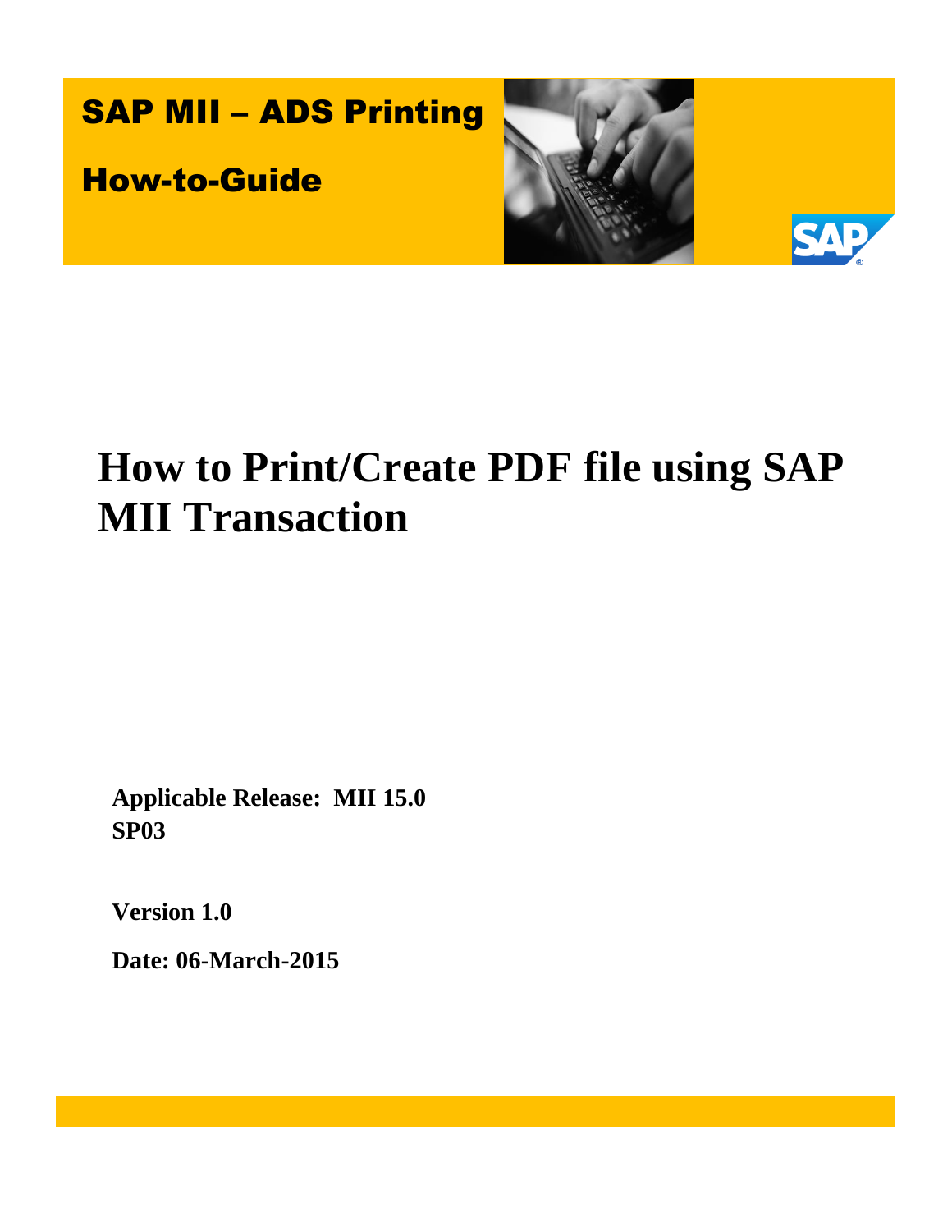SAP MII – ADS Printing

How-to-Guide

# How to Print/Create PDF file using SAP MII Transaction

**Applicable Release: MII 15.0 SP03**

**Version 1.0**

**Date: 06-March-2015**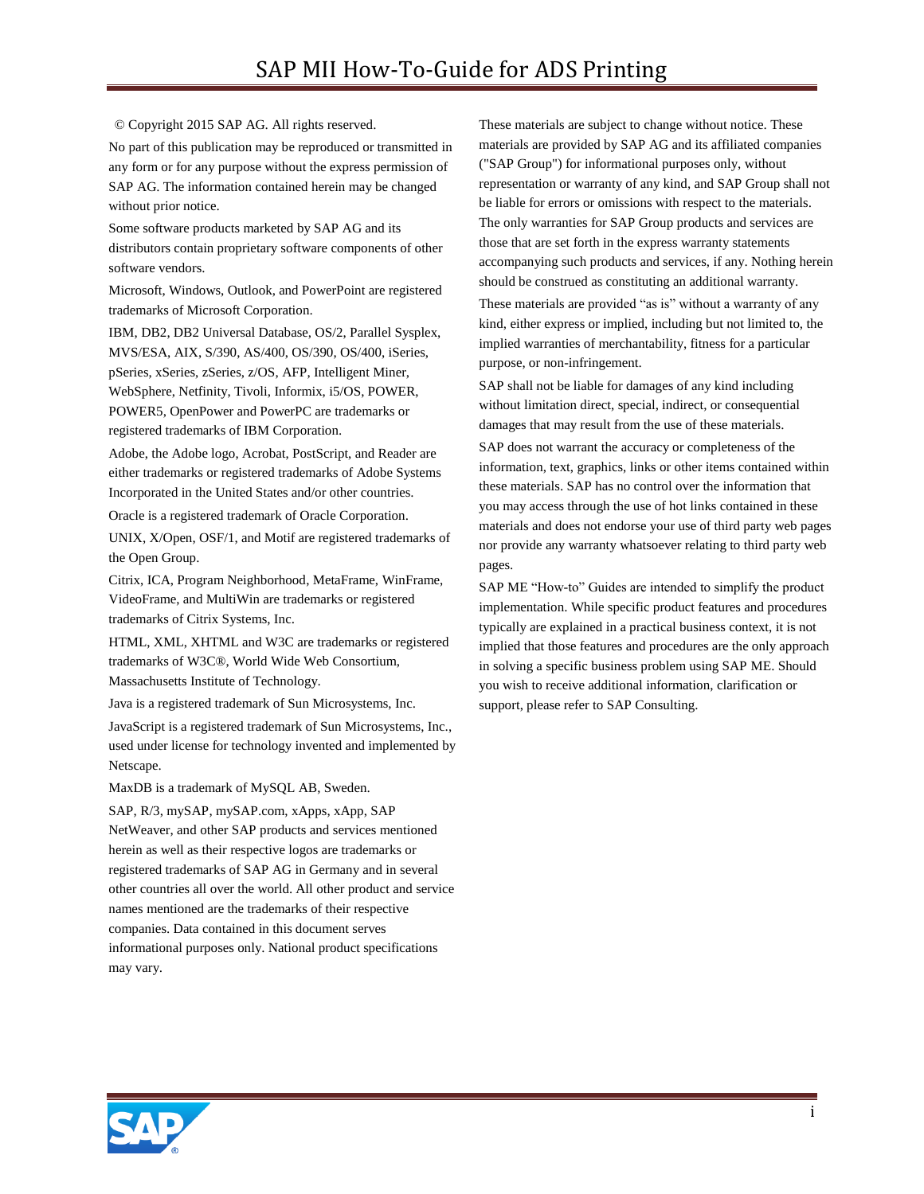© Copyright 2015 SAP AG. All rights reserved.

No part of this publication may be reproduced or transmitted in any form or for any purpose without the express permission of SAP AG. The information contained herein may be changed without prior notice.

Some software products marketed by SAP AG and its distributors contain proprietary software components of other software vendors.

Microsoft, Windows, Outlook, and PowerPoint are registered trademarks of Microsoft Corporation.

IBM, DB2, DB2 Universal Database, OS/2, Parallel Sysplex, MVS/ESA, AIX, S/390, AS/400, OS/390, OS/400, iSeries, pSeries, xSeries, zSeries, z/OS, AFP, Intelligent Miner, WebSphere, Netfinity, Tivoli, Informix, i5/OS, POWER, POWER5, OpenPower and PowerPC are trademarks or registered trademarks of IBM Corporation.

Adobe, the Adobe logo, Acrobat, PostScript, and Reader are either trademarks or registered trademarks of Adobe Systems Incorporated in the United States and/or other countries.

Oracle is a registered trademark of Oracle Corporation.

UNIX, X/Open, OSF/1, and Motif are registered trademarks of the Open Group.

Citrix, ICA, Program Neighborhood, MetaFrame, WinFrame, VideoFrame, and MultiWin are trademarks or registered trademarks of Citrix Systems, Inc.

HTML, XML, XHTML and W3C are trademarks or registered trademarks of W3C®, World Wide Web Consortium, Massachusetts Institute of Technology.

Java is a registered trademark of Sun Microsystems, Inc.

JavaScript is a registered trademark of Sun Microsystems, Inc., used under license for technology invented and implemented by Netscape.

MaxDB is a trademark of MySQL AB, Sweden.

SAP, R/3, mySAP, mySAP.com, xApps, xApp, SAP NetWeaver, and other SAP products and services mentioned herein as well as their respective logos are trademarks or registered trademarks of SAP AG in Germany and in several other countries all over the world. All other product and service names mentioned are the trademarks of their respective companies. Data contained in this document serves informational purposes only. National product specifications may vary.

These materials are subject to change without notice. These materials are provided by SAP AG and its affiliated companies ("SAP Group") for informational purposes only, without representation or warranty of any kind, and SAP Group shall not be liable for errors or omissions with respect to the materials. The only warranties for SAP Group products and services are those that are set forth in the express warranty statements accompanying such products and services, if any. Nothing herein should be construed as constituting an additional warranty.

These materials are provided "as is" without a warranty of any kind, either express or implied, including but not limited to, the implied warranties of merchantability, fitness for a particular purpose, or non-infringement.

SAP shall not be liable for damages of any kind including without limitation direct, special, indirect, or consequential damages that may result from the use of these materials.

SAP does not warrant the accuracy or completeness of the information, text, graphics, links or other items contained within these materials. SAP has no control over the information that you may access through the use of hot links contained in these materials and does not endorse your use of third party web pages nor provide any warranty whatsoever relating to third party web pages.

SAP ME "How-to" Guides are intended to simplify the product implementation. While specific product features and procedures typically are explained in a practical business context, it is not implied that those features and procedures are the only approach in solving a specific business problem using SAP ME. Should you wish to receive additional information, clarification or support, please refer to SAP Consulting.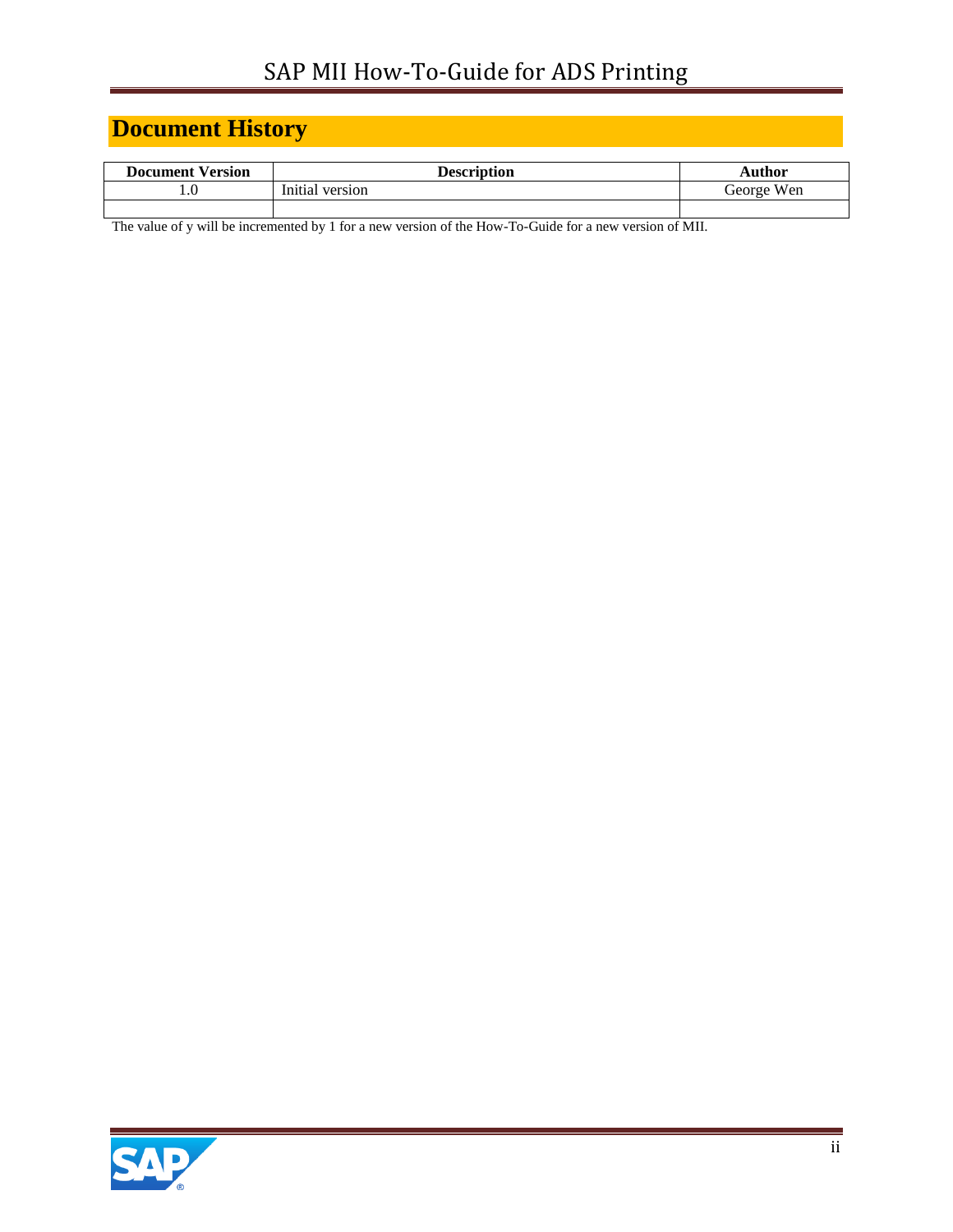# Document History

| Document Version | Description | Author |
|---|---|---|
| 1.0 | Initial version | George Wen |
| | | |

The value of y will be incremented by 1 for a new version of the How-To-Guide for a new version of MII.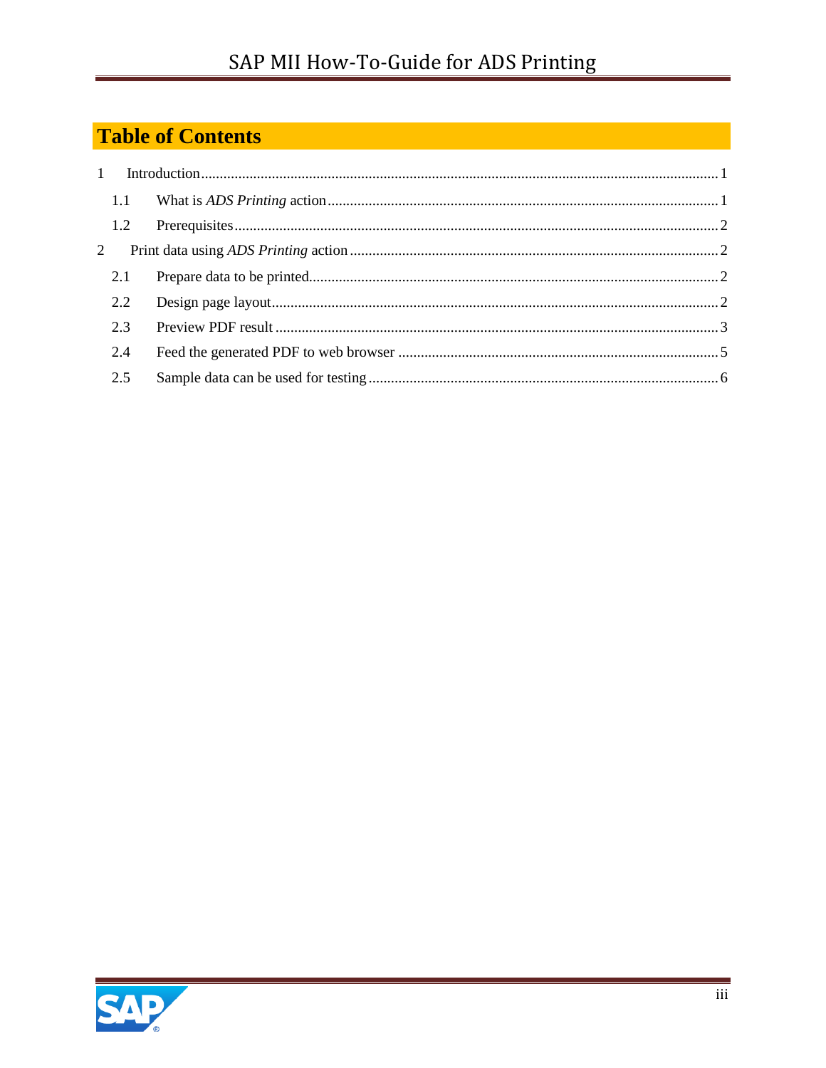# Table of Contents

1 Introduction....................................................................................1

- 1.1 What is *ADS Printing* action....................................................1
- 1.2 Prerequisites..............................................................................2

2 Print data using *ADS Printing* action...............................................2

- 2.1 Prepare data to be printed..........................................................2
- 2.2 Design page layout.....................................................................2
- 2.3 Preview PDF result.....................................................................3
- 2.4 Feed the generated PDF to web browser.....................................5
- 2.5 Sample data can be used for testing...........................................6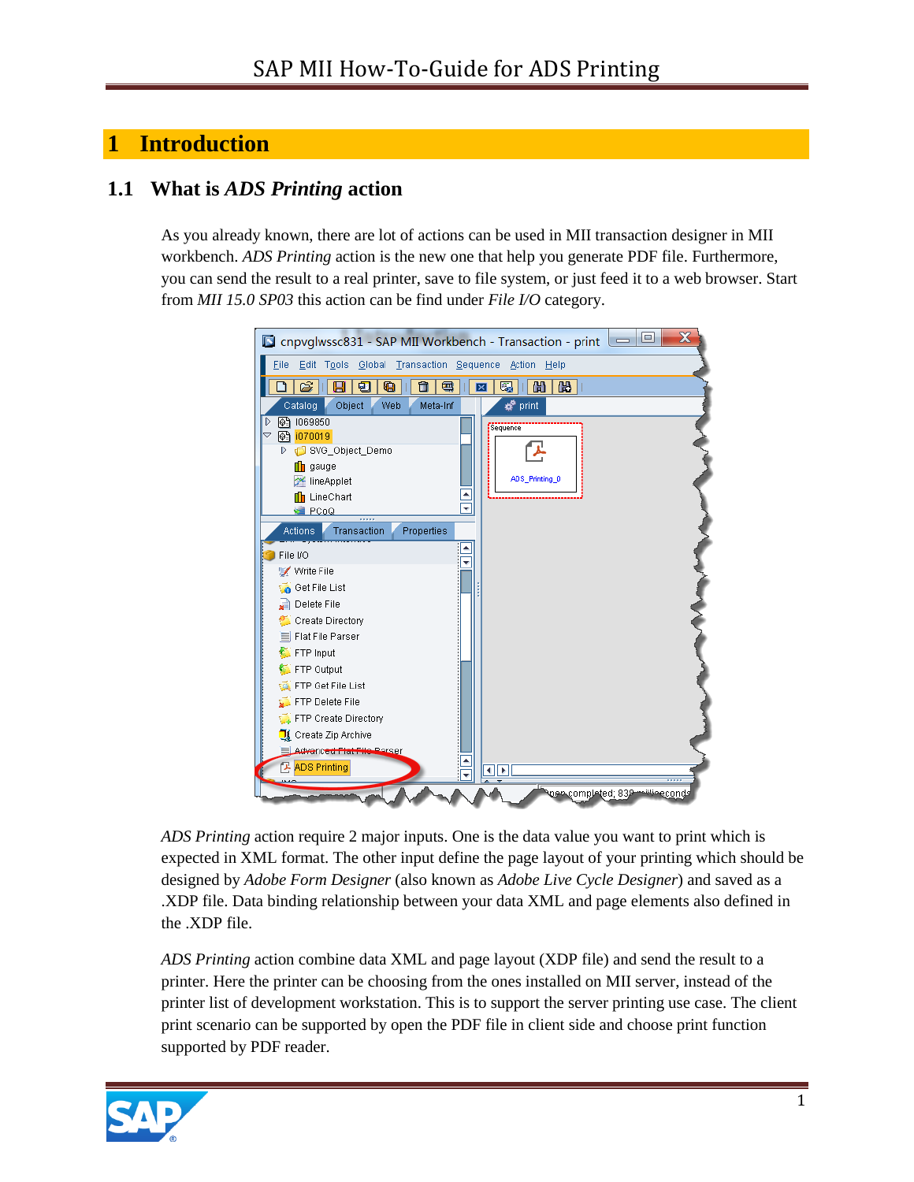# 1 Introduction

## 1.1 What is *ADS Printing* action

As you already known, there are lot of actions can be used in MII transaction designer in MII workbench. *ADS Printing* action is the new one that help you generate PDF file. Furthermore, you can send the result to a real printer, save to file system, or just feed it to a web browser. Start from *MII 15.0 SP03* this action can be find under *File I/O* category.

*ADS Printing* action require 2 major inputs. One is the data value you want to print which is expected in XML format. The other input define the page layout of your printing which should be designed by *Adobe Form Designer* (also known as *Adobe Live Cycle Designer*) and saved as a .XDP file. Data binding relationship between your data XML and page elements also defined in the .XDP file.

*ADS Printing* action combine data XML and page layout (XDP file) and send the result to a printer. Here the printer can be choosing from the ones installed on MII server, instead of the printer list of development workstation. This is to support the server printing use case. The client print scenario can be supported by open the PDF file in client side and choose print function supported by PDF reader.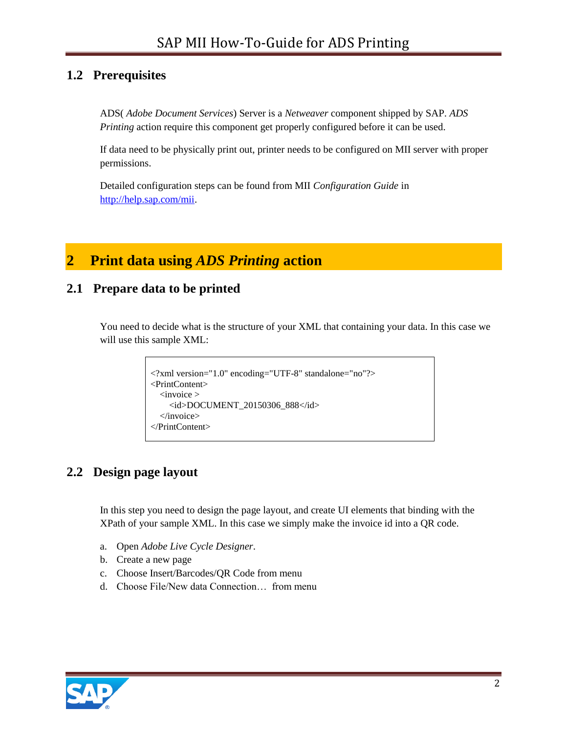## 1.2 Prerequisites

ADS( *Adobe Document Services*) Server is a *Netweaver* component shipped by SAP. *ADS Printing* action require this component get properly configured before it can be used.

If data need to be physically print out, printer needs to be configured on MII server with proper permissions.

Detailed configuration steps can be found from MII *Configuration Guide* in http://help.sap.com/mii.

# 2 Print data using *ADS Printing* action

## 2.1 Prepare data to be printed

You need to decide what is the structure of your XML that containing your data. In this case we will use this sample XML:

```
<?xml version="1.0" encoding="UTF-8" standalone="no"?>
<PrintContent>
   <invoice >
      <id>DOCUMENT_20150306_888</id>
   </invoice>
</PrintContent>
```

## 2.2 Design page layout

In this step you need to design the page layout, and create UI elements that binding with the XPath of your sample XML. In this case we simply make the invoice id into a QR code.

a. Open *Adobe Live Cycle Designer*.
b. Create a new page
c. Choose Insert/Barcodes/QR Code from menu
d. Choose File/New data Connection… from menu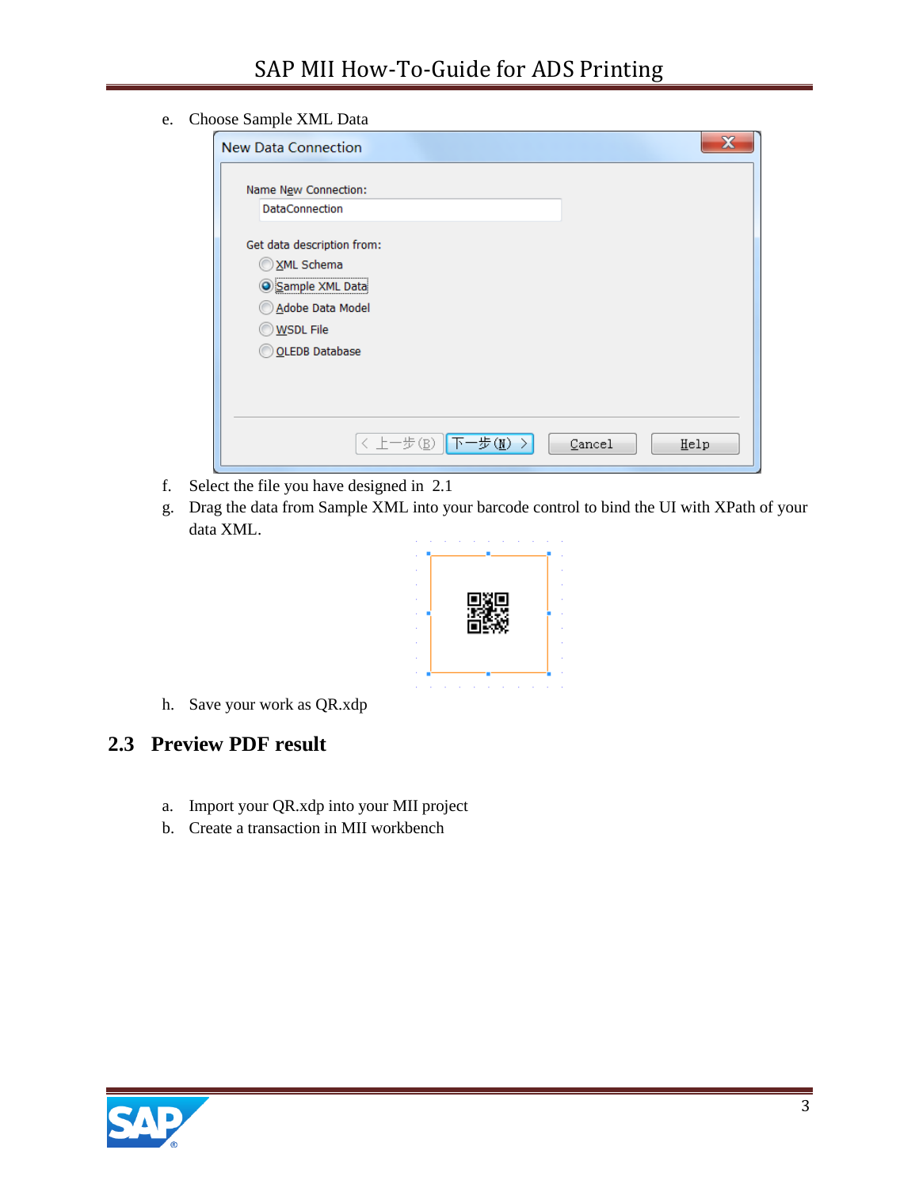e. Choose Sample XML Data

f. Select the file you have designed in 2.1

g. Drag the data from Sample XML into your barcode control to bind the UI with XPath of your data XML.

h. Save your work as QR.xdp

## 2.3 Preview PDF result

a. Import your QR.xdp into your MII project

b. Create a transaction in MII workbench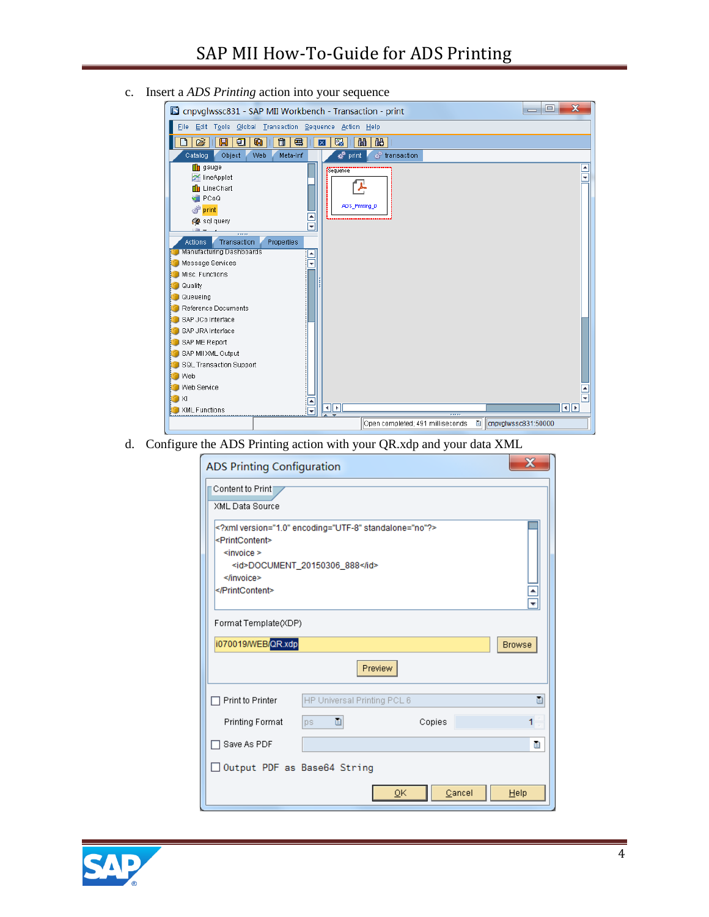c. Insert a *ADS Printing* action into your sequence

d. Configure the ADS Printing action with your QR.xdp and your data XML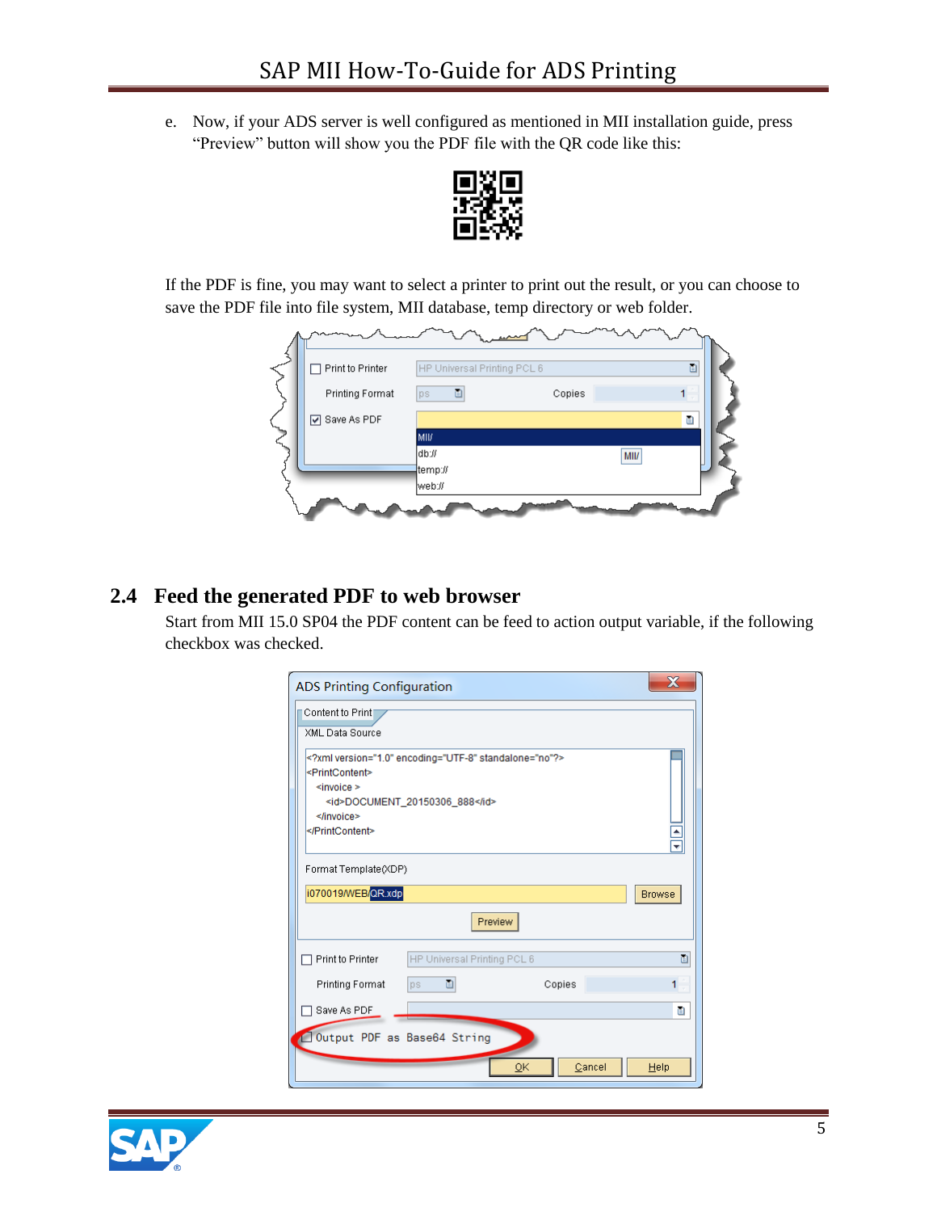e. Now, if your ADS server is well configured as mentioned in MII installation guide, press "Preview" button will show you the PDF file with the QR code like this:

If the PDF is fine, you may want to select a printer to print out the result, or you can choose to save the PDF file into file system, MII database, temp directory or web folder.

## 2.4 Feed the generated PDF to web browser

Start from MII 15.0 SP04 the PDF content can be feed to action output variable, if the following checkbox was checked.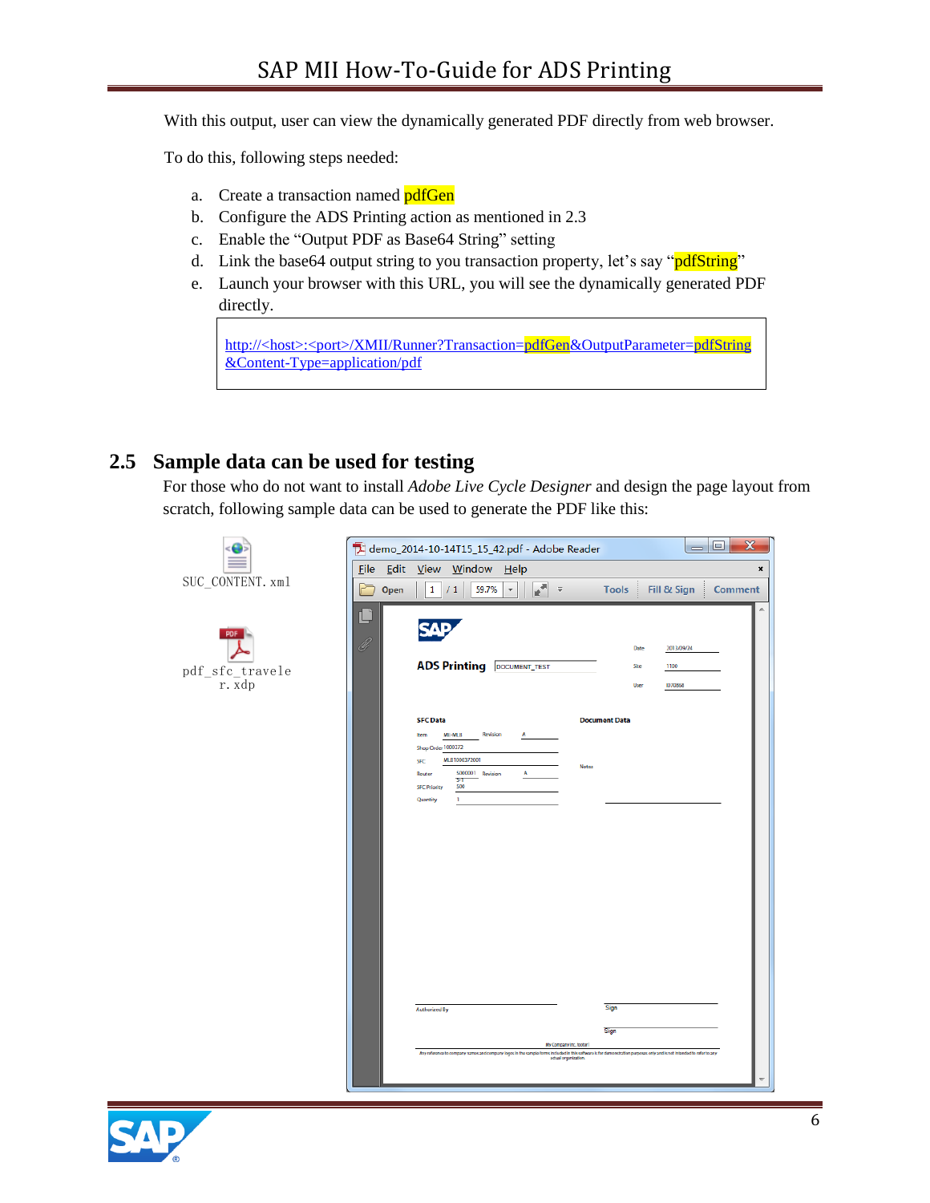With this output, user can view the dynamically generated PDF directly from web browser.

To do this, following steps needed:

a. Create a transaction named pdfGen
b. Configure the ADS Printing action as mentioned in 2.3
c. Enable the "Output PDF as Base64 String" setting
d. Link the base64 output string to you transaction property, let's say "pdfString"
e. Launch your browser with this URL, you will see the dynamically generated PDF directly.

```
http://<host>:<port>/XMII/Runner?Transaction=pdfGen&OutputParameter=pdfString&Content-Type=application/pdf
```

## 2.5 Sample data can be used for testing

For those who do not want to install *Adobe Live Cycle Designer* and design the page layout from scratch, following sample data can be used to generate the PDF like this:

SUC_CONTENT.xml

pdf_sfc_traveler.xdp